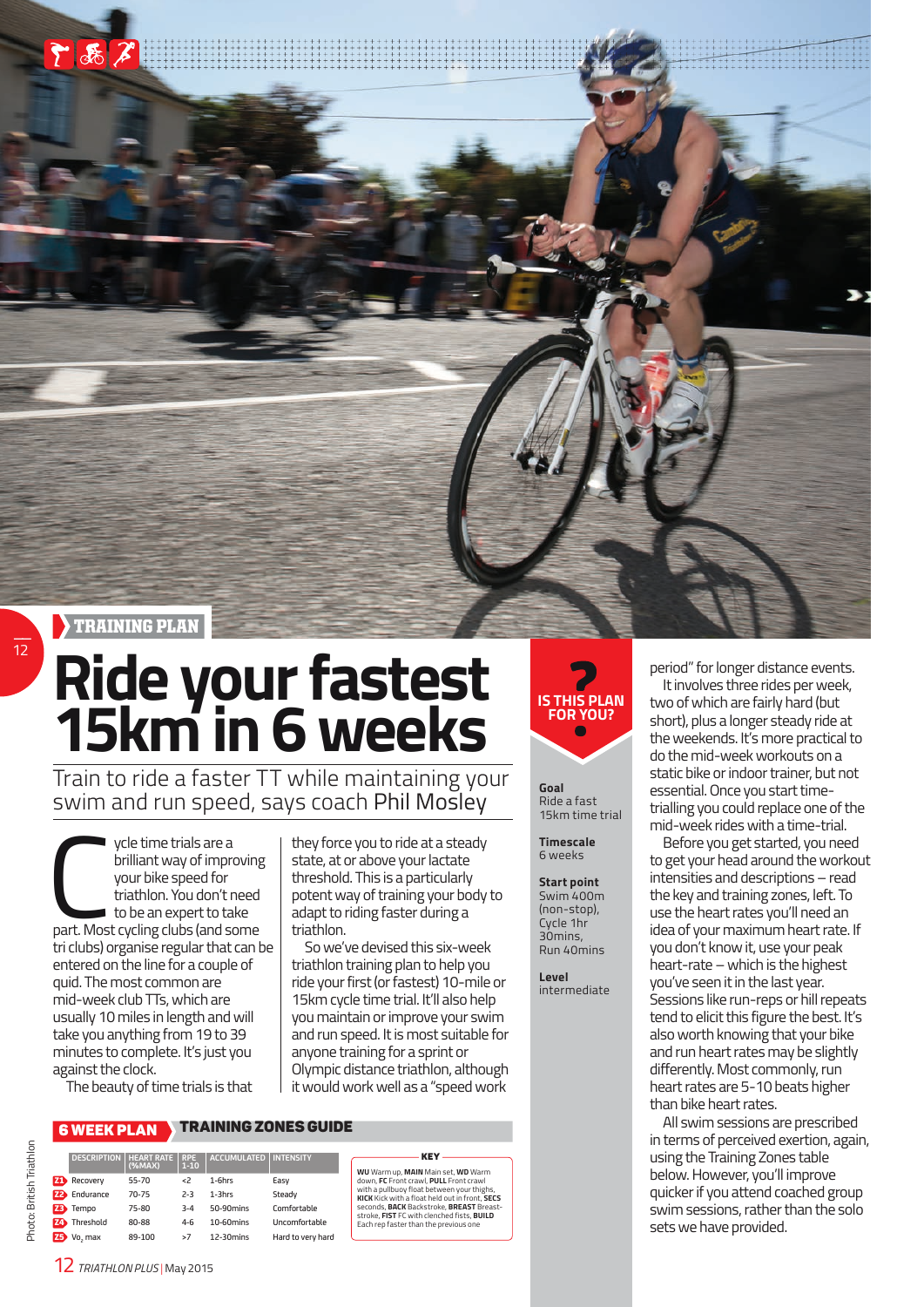TRAINING PLAN

# Ride your fastest 15km in 6 weeks

Train to ride a faster TT while maintaining your swim and run speed, says coach Phil Mosley

Cycle time trials are a brilliant way of improving your bike speed for triathlon. You don't need to be an expert to take part. Most cycling clubs (and some tri clubs) organise regular that can be entered on the line for a couple of quid. The most common are mid-week club TTs, which are usually 10 miles in length and will take you anything from 19 to 39 minutes to complete. It's just you against the clock.

The beauty of time trials is that they force you to ride at a steady state, at or above your lactate threshold. This is a particularly potent way of training your body to adapt to riding faster during a triathlon.

So we've devised this six-week triathlon training plan to help you ride your first (or fastest) 10-mile or 15km cycle time trial. It'll also help you maintain or improve your swim and run speed. It is most suitable for anyone training for a sprint or Olympic distance triathlon, although it would work well as a "speed work period" for longer distance events.

It involves three rides per week, two of which are fairly hard (but short), plus a longer steady ride at the weekends. It's more practical to do the mid-week workouts on a static bike or indoor trainer, but not essential. Once you start time-trialling you could replace one of the mid-week rides with a time-trial.

Before you get started, you need to get your head around the workout intensities and descriptions – read the key and training zones, left. To use the heart rates you'll need an idea of your maximum heart rate. If you don't know it, use your peak heart-rate – which is the highest you've seen it in the last year. Sessions like run-reps or hill repeats tend to elicit this figure the best. It's also worth knowing that your bike and run heart rates may be slightly differently. Most commonly, run heart rates are 5-10 beats higher than bike heart rates.

All swim sessions are prescribed in terms of perceived exertion, again, using the Training Zones table below. However, you'll improve quicker if you attend coached group swim sessions, rather than the solo sets we have provided.

## IS THIS PLAN FOR YOU?

**Goal**
Ride a fast 15km time trial

**Timescale**
6 weeks

**Start point**
Swim 400m (non-stop), Cycle 1hr 30mins, Run 40mins

**Level**
intermediate

## 6 WEEK PLAN — TRAINING ZONES GUIDE

| | DESCRIPTION | HEART RATE (%MAX) | RPE 1-10 | ACCUMULATED | INTENSITY |
|---|---|---|---|---|---|
| Z1 | Recovery | 55-70 | <2 | 1-6hrs | Easy |
| Z2 | Endurance | 70-75 | 2-3 | 1-3hrs | Steady |
| Z3 | Tempo | 75-80 | 3-4 | 50-90mins | Comfortable |
| Z4 | Threshold | 80-88 | 4-6 | 10-60mins | Uncomfortable |
| Z5 | $Vo_2$ max | 89-100 | >7 | 12-30mins | Hard to very hard |

**KEY**

**WU** Warm up, **MAIN** Main set, **WD** Warm down, **FC** Front crawl, **PULL** Front crawl with a pullbuoy float between your thighs, **KICK** Kick with a float held out in front, **SECS** seconds, **BACK** Backstroke, **BREAST** Breast-stroke, **FIST** FC with clenched fists, **BUILD** Each rep faster than the previous one

Photo: British Triathlon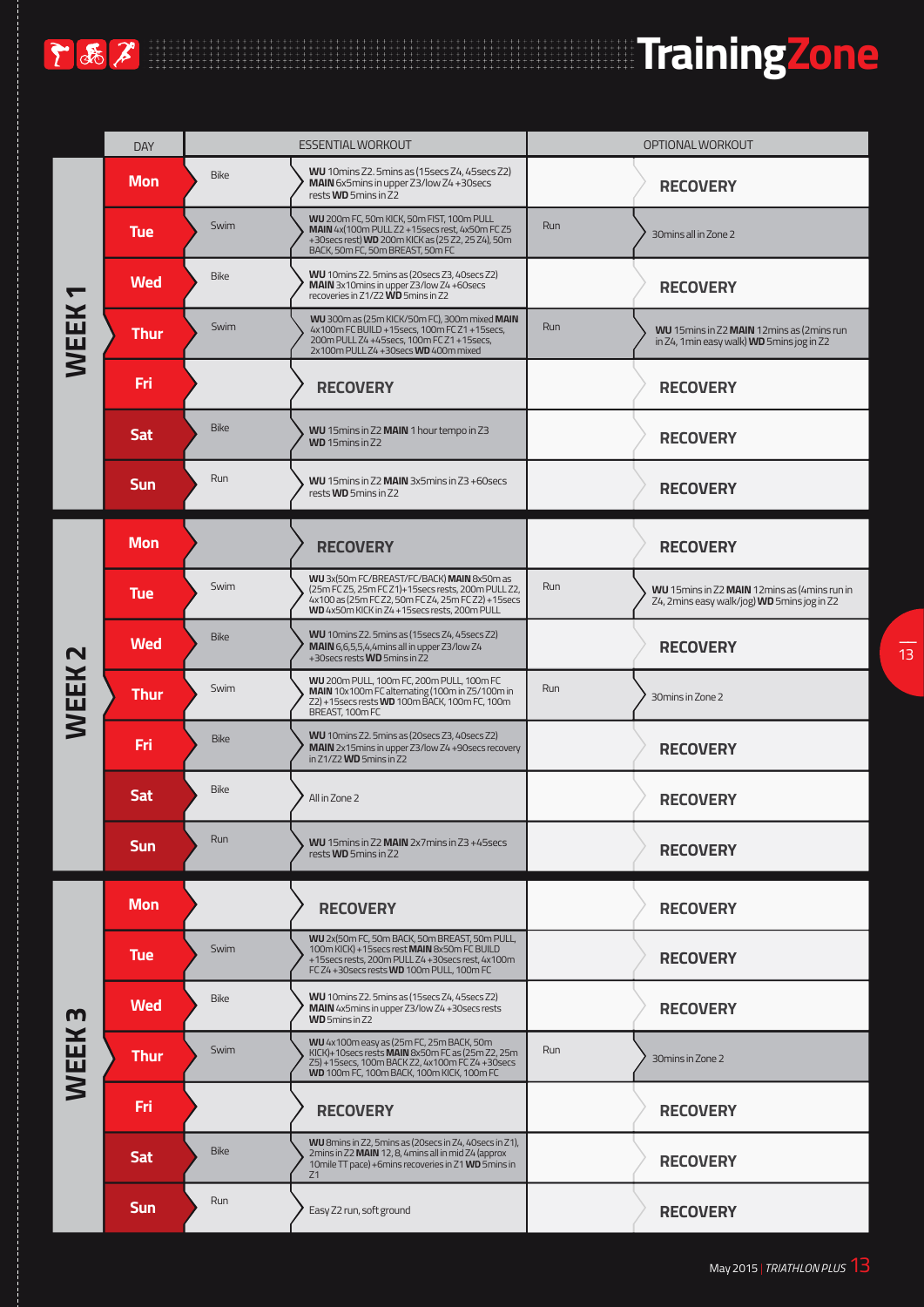| Week | DAY | ESSENTIAL WORKOUT | | OPTIONAL WORKOUT | |
|---|---|---|---|---|---|
| WEEK 1 | Mon | Bike | **WU** 10mins Z2. 5mins as (15secs Z4, 45secs Z2) **MAIN** 6x5mins in upper Z3/low Z4 +30secs rests **WD** 5mins in Z2 | | RECOVERY |
| | Tue | Swim | **WU** 200m FC, 50m KICK, 50m FIST, 100m PULL **MAIN** 4x(100m PULL Z2 +15secs rest, 4x50m FC Z5 +30secs rest) **WD** 200m KICK as (25 Z2, 25 Z4), 50m BACK, 50m FC, 50m BREAST, 50m FC | Run | 30mins all in Zone 2 |
| | Wed | Bike | **WU** 10mins Z2. 5mins as (20secs Z3, 40secs Z2) **MAIN** 3x10mins in upper Z3/low Z4 +60secs recoveries in Z1/Z2 **WD** 5mins in Z2 | | RECOVERY |
| | Thur | Swim | **WU** 300m as (25m KICK/50m FC), 300m mixed **MAIN** 4x100m FC BUILD +15secs, 100m FC Z1 +15secs, 200m PULL Z4 +45secs, 100m FC Z1 +15secs, 2x100m PULL Z4 +30secs **WD** 400m mixed | Run | **WU** 15mins in Z2 **MAIN** 12mins as (2mins run in Z4, 1min easy walk) **WD** 5mins jog in Z2 |
| | Fri | | RECOVERY | | RECOVERY |
| | Sat | Bike | **WU** 15mins in Z2 **MAIN** 1 hour tempo in Z3 **WD** 15mins in Z2 | | RECOVERY |
| | Sun | Run | **WU** 15mins in Z2 **MAIN** 3x5mins in Z3 +60secs rests **WD** 5mins in Z2 | | RECOVERY |
| WEEK 2 | Mon | | RECOVERY | | RECOVERY |
| | Tue | Swim | **WU** 3x(50m FC/BREAST/FC/BACK) **MAIN** 8x50m as (25m FC Z5, 25m FC Z1)+15secs rests, 200m PULL Z2, 4x100 as (25m FC Z2, 50m FC Z4, 25m FC Z2) +15secs **WD** 4x50m KICK in Z4 +15secs rests, 200m PULL | Run | **WU** 15mins in Z2 **MAIN** 12mins as (4mins run in Z4, 2mins easy walk/jog) **WD** 5mins jog in Z2 |
| | Wed | Bike | **WU** 10mins Z2. 5mins as (15secs Z4, 45secs Z2) **MAIN** 6,6,5,5,4,4mins all in upper Z3/low Z4 +30secs rests **WD** 5mins in Z2 | | RECOVERY |
| | Thur | Swim | **WU** 200m PULL, 100m FC, 200m PULL, 100m FC **MAIN** 10x100m FC alternating (100m in Z5/100m in Z2) +15secs rests **WD** 100m BACK, 100m FC, 100m BREAST, 100m FC | Run | 30mins in Zone 2 |
| | Fri | Bike | **WU** 10mins Z2. 5mins as (20secs Z3, 40secs Z2) **MAIN** 2x15mins in upper Z3/low Z4 +90secs recovery in Z1/Z2 **WD** 5mins in Z2 | | RECOVERY |
| | Sat | Bike | All in Zone 2 | | RECOVERY |
| | Sun | Run | **WU** 15mins in Z2 **MAIN** 2x7mins in Z3 +45secs rests **WD** 5mins in Z2 | | RECOVERY |
| WEEK 3 | Mon | | RECOVERY | | RECOVERY |
| | Tue | Swim | **WU** 2x(50m FC, 50m BACK, 50m BREAST, 50m PULL, 100m KICK) +15secs rest **MAIN** 8x50m FC BUILD +15secs rests, 200m PULL Z4 +30secs rest, 4x100m FC Z4 +30secs rests **WD** 100m PULL, 100m FC | | RECOVERY |
| | Wed | Bike | **WU** 10mins Z2. 5mins as (15secs Z4, 45secs Z2) **MAIN** 4x5mins in upper Z3/low Z4 +30secs rests **WD** 5mins in Z2 | | RECOVERY |
| | Thur | Swim | **WU** 4x100m easy as (25m FC, 25m BACK, 50m KICK)+10secs rests **MAIN** 8x50m FC as (25m Z2, 25m Z5) +15secs, 100m BACK Z2, 4x100m FC Z4 +30secs **WD** 100m FC, 100m BACK, 100m KICK, 100m FC | Run | 30mins in Zone 2 |
| | Fri | | RECOVERY | | RECOVERY |
| | Sat | Bike | **WU** 8mins in Z2, 5mins as (20secs in Z4, 40secs in Z1), 2mins in Z2 **MAIN** 12, 8, 4mins all in mid Z4 (approx 10mile TT pace) +6mins recoveries in Z1 **WD** 5mins in Z1 | | RECOVERY |
| | Sun | Run | Easy Z2 run, soft ground | | RECOVERY |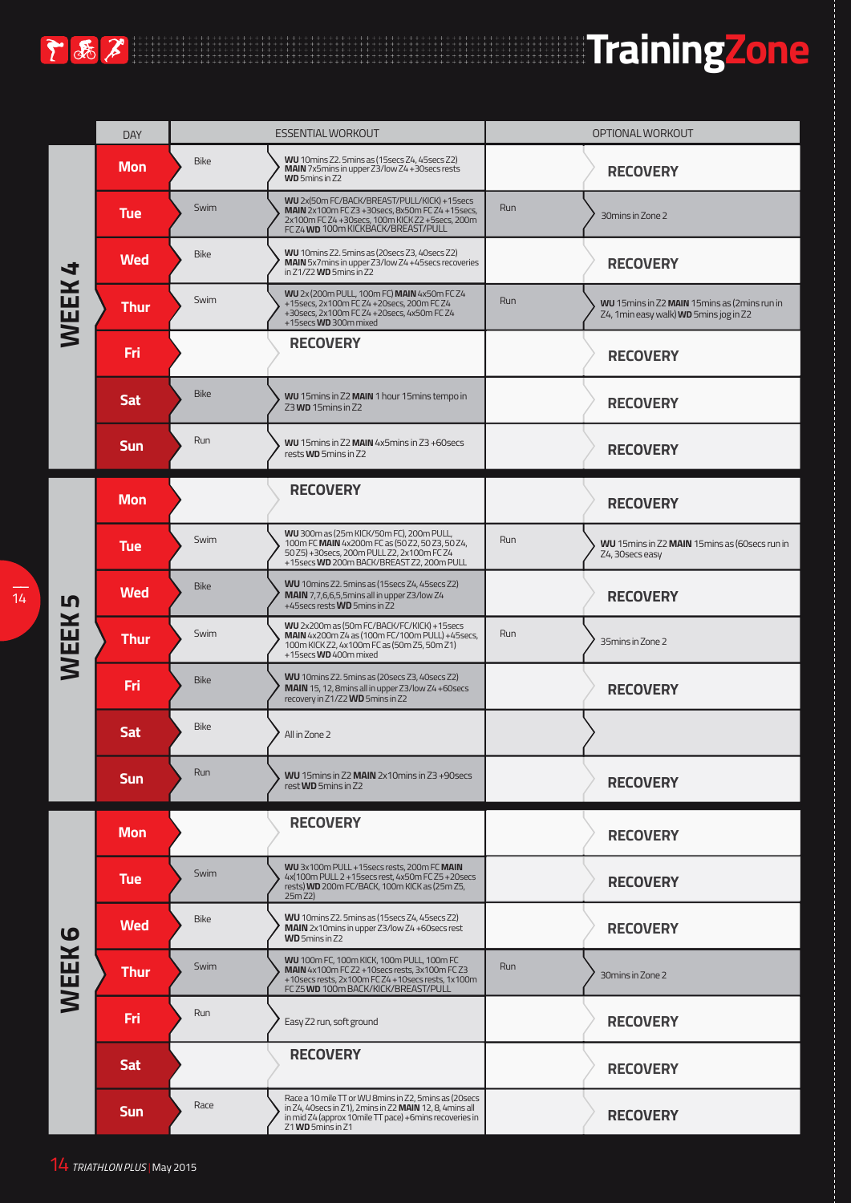| | DAY | | ESSENTIAL WORKOUT | | OPTIONAL WORKOUT |
|---|---|---|---|---|---|
| WEEK 4 | Mon | Bike | **WU** 10mins Z2. 5mins as (15secs Z4, 45secs Z2) **MAIN** 7x5mins in upper Z3/low Z4 +30secs rests **WD** 5mins in Z2 | | RECOVERY |
| | Tue | Swim | **WU** 2x(50m FC/BACK/BREAST/PULL/KICK) +15secs **MAIN** 2x100m FC Z3 +30secs, 8x50m FC Z4 +15secs, 2x100m FC Z4 +30secs, 100m KICK Z2 +5secs, 200m FC Z4 **WD** 100m KICKBACK/BREAST/PULL | Run | 30mins in Zone 2 |
| | Wed | Bike | **WU** 10mins Z2. 5mins as (20secs Z3, 40secs Z2) **MAIN** 5x7mins in upper Z3/low Z4 +45secs recoveries in Z1/Z2 **WD** 5mins in Z2 | | RECOVERY |
| | Thur | Swim | **WU** 2x (200m PULL, 100m FC) **MAIN** 4x50m FC Z4 +15secs, 2x100m FC Z4 +20secs, 200m FC Z4 +30secs, 2x100m FC Z4 +20secs, 4x50m FC Z4 +15secs **WD** 300m mixed | Run | **WU** 15mins in Z2 **MAIN** 15mins as (2mins run in Z4, 1min easy walk) **WD** 5mins jog in Z2 |
| | Fri | | RECOVERY | | RECOVERY |
| | Sat | Bike | **WU** 15mins in Z2 **MAIN** 1 hour 15mins tempo in Z3 **WD** 15mins in Z2 | | RECOVERY |
| | Sun | Run | **WU** 15mins in Z2 **MAIN** 4x5mins in Z3 +60secs rests **WD** 5mins in Z2 | | RECOVERY |
| WEEK 5 | Mon | | RECOVERY | | RECOVERY |
| | Tue | Swim | **WU** 300m as (25m KICK/50m FC), 200m PULL, 100m FC **MAIN** 4x200m FC as (50 Z2, 50 Z3, 50 Z4, 50 Z5) +30secs, 200m PULL Z2, 2x100m FC Z4 +15secs **WD** 200m BACK/BREAST Z2, 200m PULL | Run | **WU** 15mins in Z2 **MAIN** 15mins as (60secs run in Z4, 30secs easy |
| | Wed | Bike | **WU** 10mins Z2. 5mins as (15secs Z4, 45secs Z2) **MAIN** 7,7,6,6,5,5mins all in upper Z3/low Z4 +45secs rests **WD** 5mins in Z2 | | RECOVERY |
| | Thur | Swim | **WU** 2x200m as (50m FC/BACK/FC/KICK) +15secs **MAIN** 4x200m Z4 as (100m FC/100m PULL) +45secs, 100m KICK Z2, 4x100m FC as (50m Z5, 50m Z1) +15secs **WD** 400m mixed | Run | 35mins in Zone 2 |
| | Fri | Bike | **WU** 10mins Z2. 5mins as (20secs Z3, 40secs Z2) **MAIN** 15, 12, 8mins all in upper Z3/low Z4 +60secs recovery in Z1/Z2 **WD** 5mins in Z2 | | RECOVERY |
| | Sat | Bike | All in Zone 2 | | |
| | Sun | Run | **WU** 15mins in Z2 **MAIN** 2x10mins in Z3 +90secs rest **WD** 5mins in Z2 | | RECOVERY |
| WEEK 6 | Mon | | RECOVERY | | RECOVERY |
| | Tue | Swim | **WU** 3x100m PULL +15secs rests, 200m FC **MAIN** 4x(100m PULL 2 +15secs rest, 4x50m FC Z5 +20secs rests) **WD** 200m FC/BACK, 100m KICK as (25m Z5, 25m Z2) | | RECOVERY |
| | Wed | Bike | **WU** 10mins Z2. 5mins as (15secs Z4, 45secs Z2) **MAIN** 2x10mins in upper Z3/low Z4 +60secs rest **WD** 5mins in Z2 | | RECOVERY |
| | Thur | Swim | **WU** 100m FC, 100m KICK, 100m PULL, 100m FC **MAIN** 4x100m FC Z2 +10secs rests, 3x100m FC Z3 +10secs rests, 2x100m FC Z4 +10secs rests, 1x100m FC Z5 **WD** 100m BACK/KICK/BREAST/PULL | Run | 30mins in Zone 2 |
| | Fri | Run | Easy Z2 run, soft ground | | RECOVERY |
| | Sat | | RECOVERY | | RECOVERY |
| | Sun | Race | Race a 10 mile TT or WU 8mins in Z2, 5mins as (20secs in Z4, 40secs in Z1), 2mins in Z2 **MAIN** 12, 8, 4mins all in mid Z4 (approx 10mile TT pace) +6mins recoveries in Z1 **WD** 5mins in Z1 | | RECOVERY |